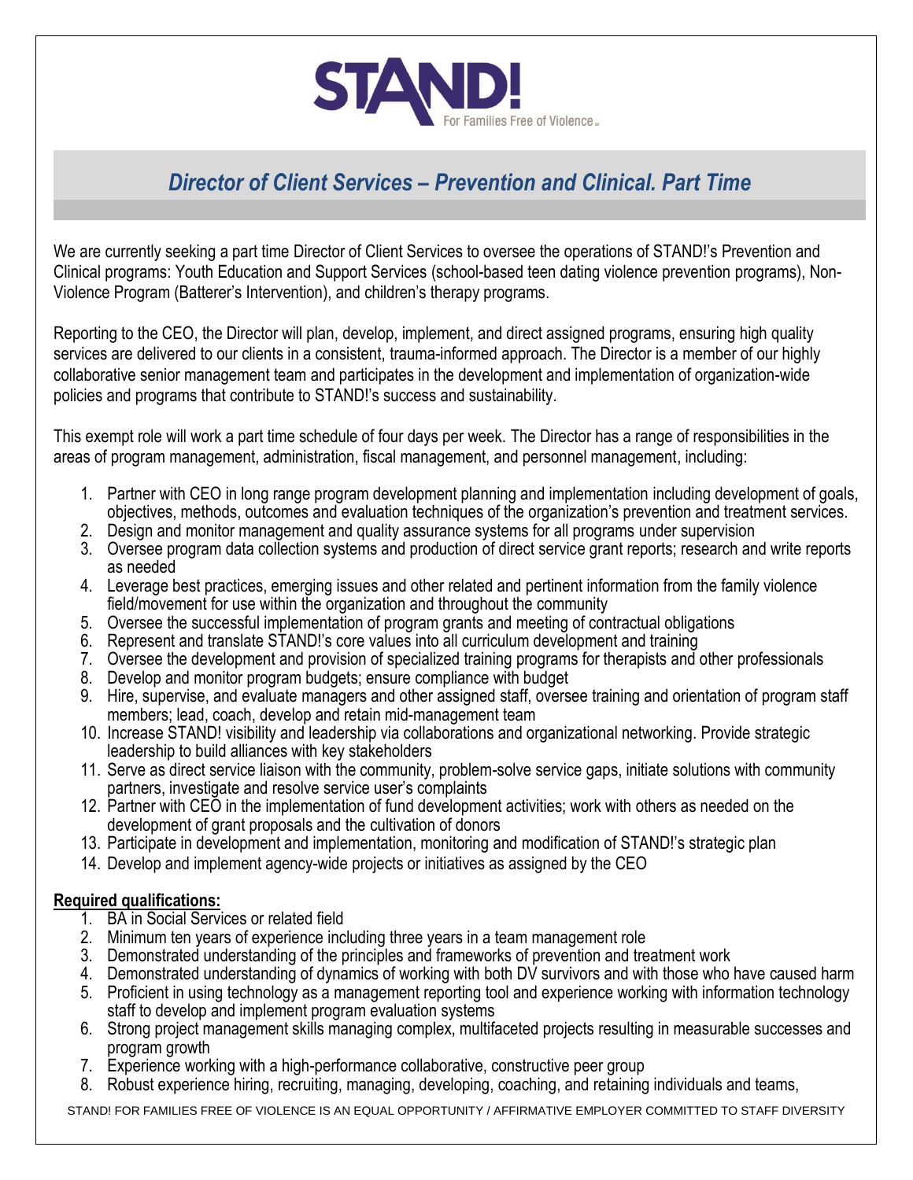STAND! For Families Free of Violence

# *Director of Client Services – Prevention and Clinical. Part Time*

We are currently seeking a part time Director of Client Services to oversee the operations of STAND!'s Prevention and Clinical programs: Youth Education and Support Services (school-based teen dating violence prevention programs), Non-Violence Program (Batterer's Intervention), and children's therapy programs.

Reporting to the CEO, the Director will plan, develop, implement, and direct assigned programs, ensuring high quality services are delivered to our clients in a consistent, trauma-informed approach. The Director is a member of our highly collaborative senior management team and participates in the development and implementation of organization-wide policies and programs that contribute to STAND!'s success and sustainability.

This exempt role will work a part time schedule of four days per week. The Director has a range of responsibilities in the areas of program management, administration, fiscal management, and personnel management, including:

1. Partner with CEO in long range program development planning and implementation including development of goals, objectives, methods, outcomes and evaluation techniques of the organization's prevention and treatment services.
2. Design and monitor management and quality assurance systems for all programs under supervision
3. Oversee program data collection systems and production of direct service grant reports; research and write reports as needed
4. Leverage best practices, emerging issues and other related and pertinent information from the family violence field/movement for use within the organization and throughout the community
5. Oversee the successful implementation of program grants and meeting of contractual obligations
6. Represent and translate STAND!'s core values into all curriculum development and training
7. Oversee the development and provision of specialized training programs for therapists and other professionals
8. Develop and monitor program budgets; ensure compliance with budget
9. Hire, supervise, and evaluate managers and other assigned staff, oversee training and orientation of program staff members; lead, coach, develop and retain mid-management team
10. Increase STAND! visibility and leadership via collaborations and organizational networking. Provide strategic leadership to build alliances with key stakeholders
11. Serve as direct service liaison with the community, problem-solve service gaps, initiate solutions with community partners, investigate and resolve service user's complaints
12. Partner with CEO in the implementation of fund development activities; work with others as needed on the development of grant proposals and the cultivation of donors
13. Participate in development and implementation, monitoring and modification of STAND!'s strategic plan
14. Develop and implement agency-wide projects or initiatives as assigned by the CEO

**Required qualifications:**

1. BA in Social Services or related field
2. Minimum ten years of experience including three years in a team management role
3. Demonstrated understanding of the principles and frameworks of prevention and treatment work
4. Demonstrated understanding of dynamics of working with both DV survivors and with those who have caused harm
5. Proficient in using technology as a management reporting tool and experience working with information technology staff to develop and implement program evaluation systems
6. Strong project management skills managing complex, multifaceted projects resulting in measurable successes and program growth
7. Experience working with a high-performance collaborative, constructive peer group
8. Robust experience hiring, recruiting, managing, developing, coaching, and retaining individuals and teams,

STAND! FOR FAMILIES FREE OF VIOLENCE IS AN EQUAL OPPORTUNITY / AFFIRMATIVE EMPLOYER COMMITTED TO STAFF DIVERSITY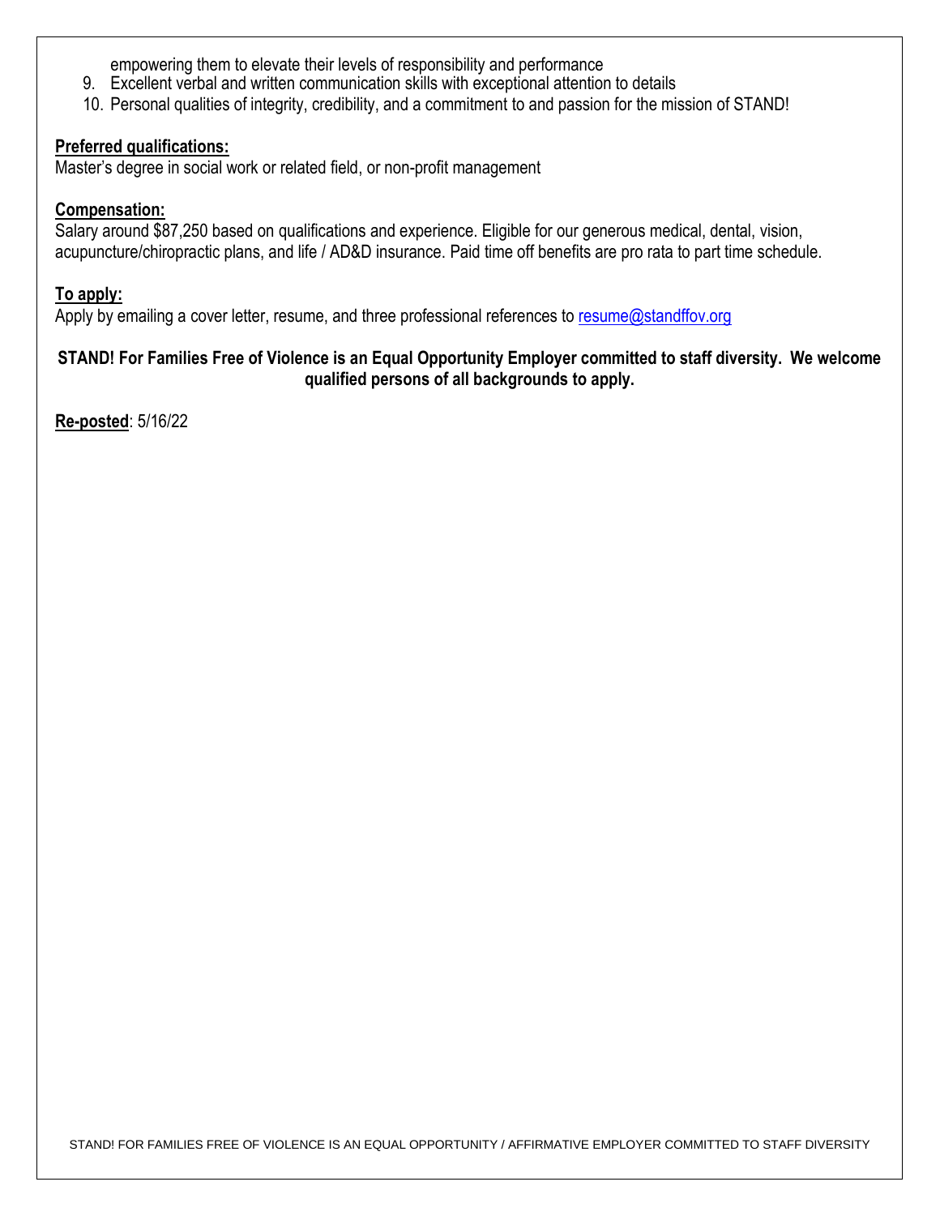empowering them to elevate their levels of responsibility and performance

9. Excellent verbal and written communication skills with exceptional attention to details
10. Personal qualities of integrity, credibility, and a commitment to and passion for the mission of STAND!

**Preferred qualifications:**

Master's degree in social work or related field, or non-profit management

**Compensation:**

Salary around $87,250 based on qualifications and experience. Eligible for our generous medical, dental, vision, acupuncture/chiropractic plans, and life / AD&D insurance. Paid time off benefits are pro rata to part time schedule.

**To apply:**

Apply by emailing a cover letter, resume, and three professional references to resume@standffov.org

**STAND! For Families Free of Violence is an Equal Opportunity Employer committed to staff diversity. We welcome qualified persons of all backgrounds to apply.**

**Re-posted**: 5/16/22